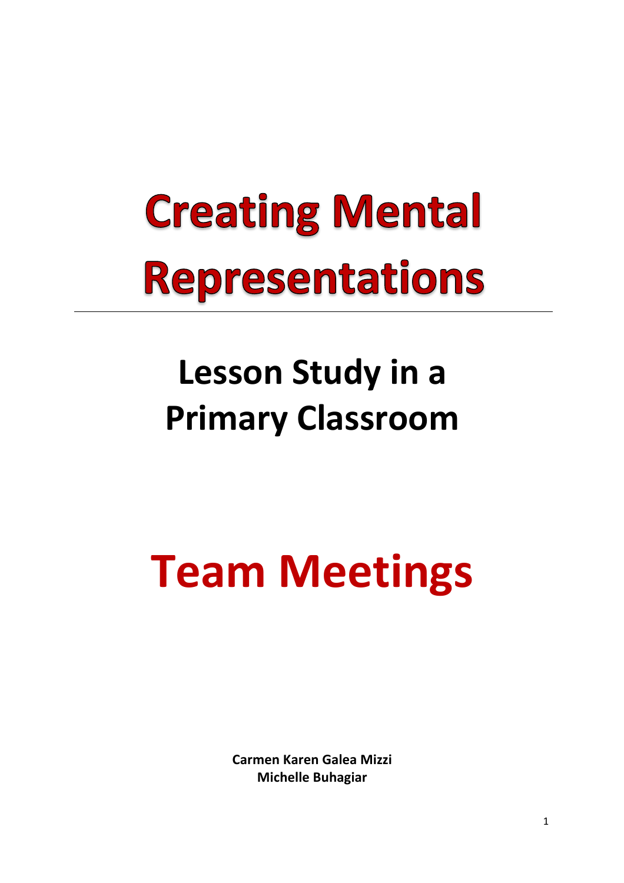# Creating Mental Representations

---

## Lesson Study in a Primary Classroom

# Team Meetings

**Carmen Karen Galea Mizzi**
**Michelle Buhagiar**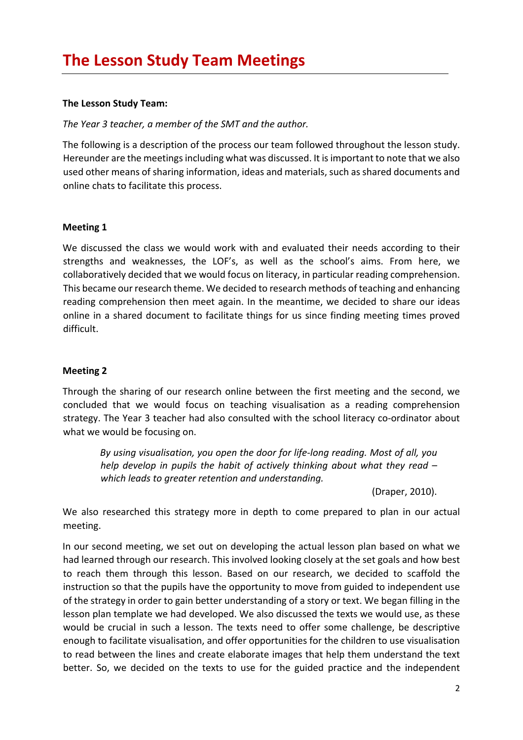# The Lesson Study Team Meetings

**The Lesson Study Team:**

*The Year 3 teacher, a member of the SMT and the author.*

The following is a description of the process our team followed throughout the lesson study. Hereunder are the meetings including what was discussed. It is important to note that we also used other means of sharing information, ideas and materials, such as shared documents and online chats to facilitate this process.

**Meeting 1**

We discussed the class we would work with and evaluated their needs according to their strengths and weaknesses, the LOF's, as well as the school's aims. From here, we collaboratively decided that we would focus on literacy, in particular reading comprehension. This became our research theme. We decided to research methods of teaching and enhancing reading comprehension then meet again. In the meantime, we decided to share our ideas online in a shared document to facilitate things for us since finding meeting times proved difficult.

**Meeting 2**

Through the sharing of our research online between the first meeting and the second, we concluded that we would focus on teaching visualisation as a reading comprehension strategy. The Year 3 teacher had also consulted with the school literacy co-ordinator about what we would be focusing on.

> *By using visualisation, you open the door for life-long reading. Most of all, you help develop in pupils the habit of actively thinking about what they read – which leads to greater retention and understanding.*
>
> (Draper, 2010).

We also researched this strategy more in depth to come prepared to plan in our actual meeting.

In our second meeting, we set out on developing the actual lesson plan based on what we had learned through our research. This involved looking closely at the set goals and how best to reach them through this lesson. Based on our research, we decided to scaffold the instruction so that the pupils have the opportunity to move from guided to independent use of the strategy in order to gain better understanding of a story or text. We began filling in the lesson plan template we had developed. We also discussed the texts we would use, as these would be crucial in such a lesson. The texts need to offer some challenge, be descriptive enough to facilitate visualisation, and offer opportunities for the children to use visualisation to read between the lines and create elaborate images that help them understand the text better. So, we decided on the texts to use for the guided practice and the independent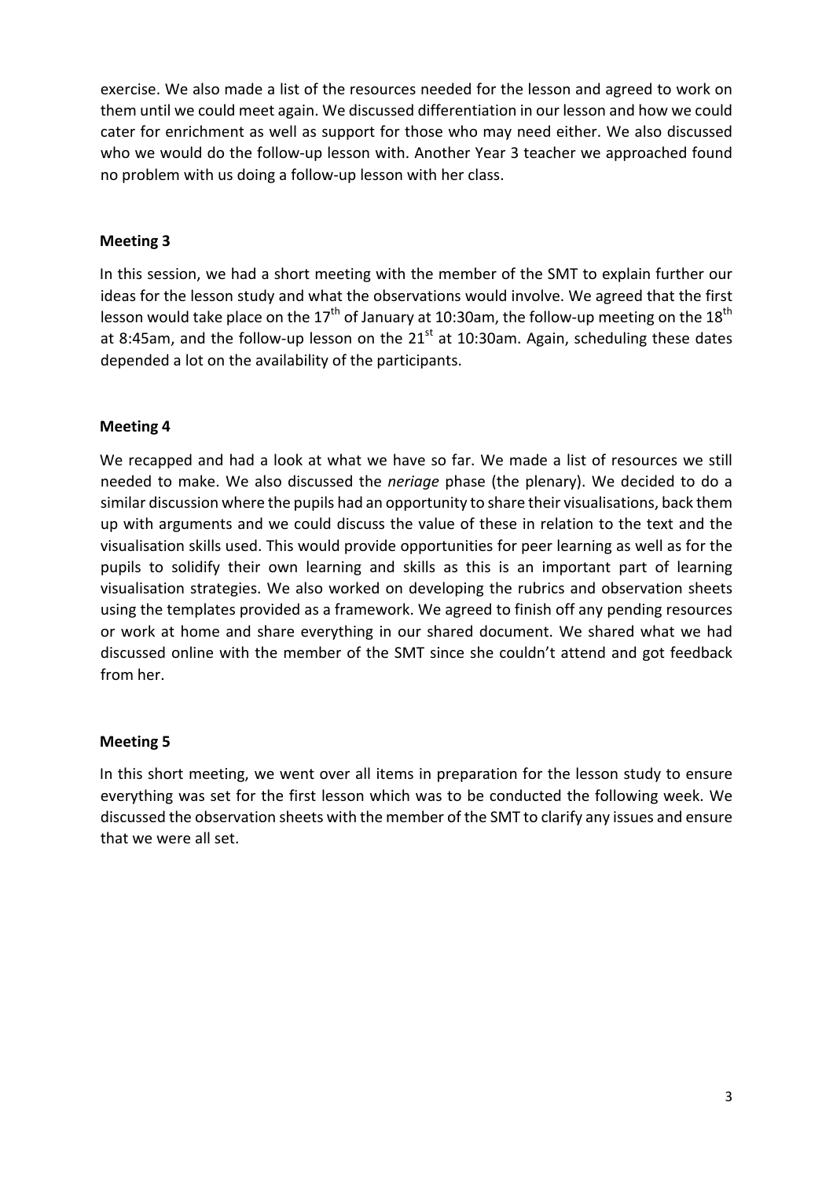exercise. We also made a list of the resources needed for the lesson and agreed to work on them until we could meet again. We discussed differentiation in our lesson and how we could cater for enrichment as well as support for those who may need either. We also discussed who we would do the follow-up lesson with. Another Year 3 teacher we approached found no problem with us doing a follow-up lesson with her class.

### Meeting 3

In this session, we had a short meeting with the member of the SMT to explain further our ideas for the lesson study and what the observations would involve. We agreed that the first lesson would take place on the 17th of January at 10:30am, the follow-up meeting on the 18th at 8:45am, and the follow-up lesson on the 21st at 10:30am. Again, scheduling these dates depended a lot on the availability of the participants.

### Meeting 4

We recapped and had a look at what we have so far. We made a list of resources we still needed to make. We also discussed the *neriage* phase (the plenary). We decided to do a similar discussion where the pupils had an opportunity to share their visualisations, back them up with arguments and we could discuss the value of these in relation to the text and the visualisation skills used. This would provide opportunities for peer learning as well as for the pupils to solidify their own learning and skills as this is an important part of learning visualisation strategies. We also worked on developing the rubrics and observation sheets using the templates provided as a framework. We agreed to finish off any pending resources or work at home and share everything in our shared document. We shared what we had discussed online with the member of the SMT since she couldn't attend and got feedback from her.

### Meeting 5

In this short meeting, we went over all items in preparation for the lesson study to ensure everything was set for the first lesson which was to be conducted the following week. We discussed the observation sheets with the member of the SMT to clarify any issues and ensure that we were all set.